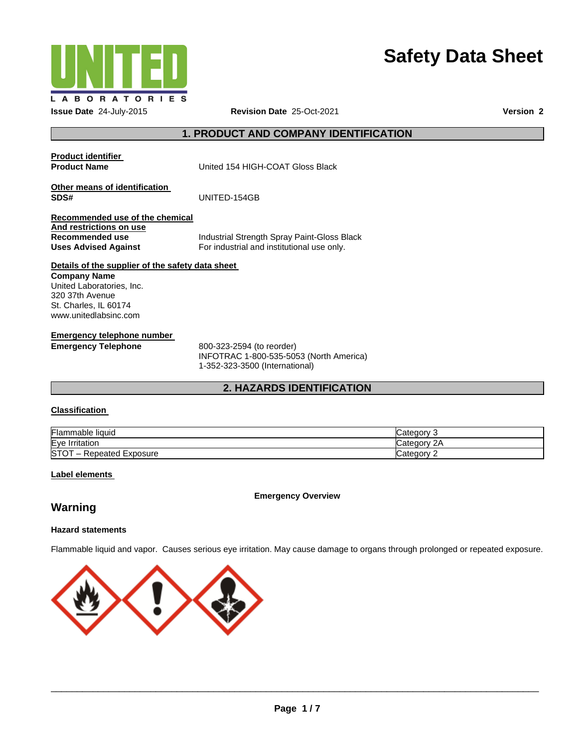# Safety Data Sheet

**Issue Date** 24-July-2015 **Revision Date** 25-Oct-2021 **Version 2**

## 1. PRODUCT AND COMPANY IDENTIFICATION

**Product identifier**

**Product Name** United 154 HIGH-COAT Gloss Black

**Other means of identification**

**SDS#** UNITED-154GB

**Recommended use of the chemical And restrictions on use**

**Recommended use** Industrial Strength Spray Paint-Gloss Black

**Uses Advised Against** For industrial and institutional use only.

**Details of the supplier of the safety data sheet**

**Company Name**
United Laboratories, Inc.
320 37th Avenue
St. Charles, IL 60174
www.unitedlabsinc.com

**Emergency telephone number**

**Emergency Telephone** 800-323-2594 (to reorder)
INFOTRAC 1-800-535-5053 (North America)
1-352-323-3500 (International)

## 2. HAZARDS IDENTIFICATION

**Classification**

| Hazard | Category |
|---|---|
| Flammable liquid | Category 3 |
| Eye Irritation | Category 2A |
| STOT – Repeated Exposure | Category 2 |

**Label elements**

**Emergency Overview**

## Warning

**Hazard statements**

Flammable liquid and vapor. Causes serious eye irritation. May cause damage to organs through prolonged or repeated exposure.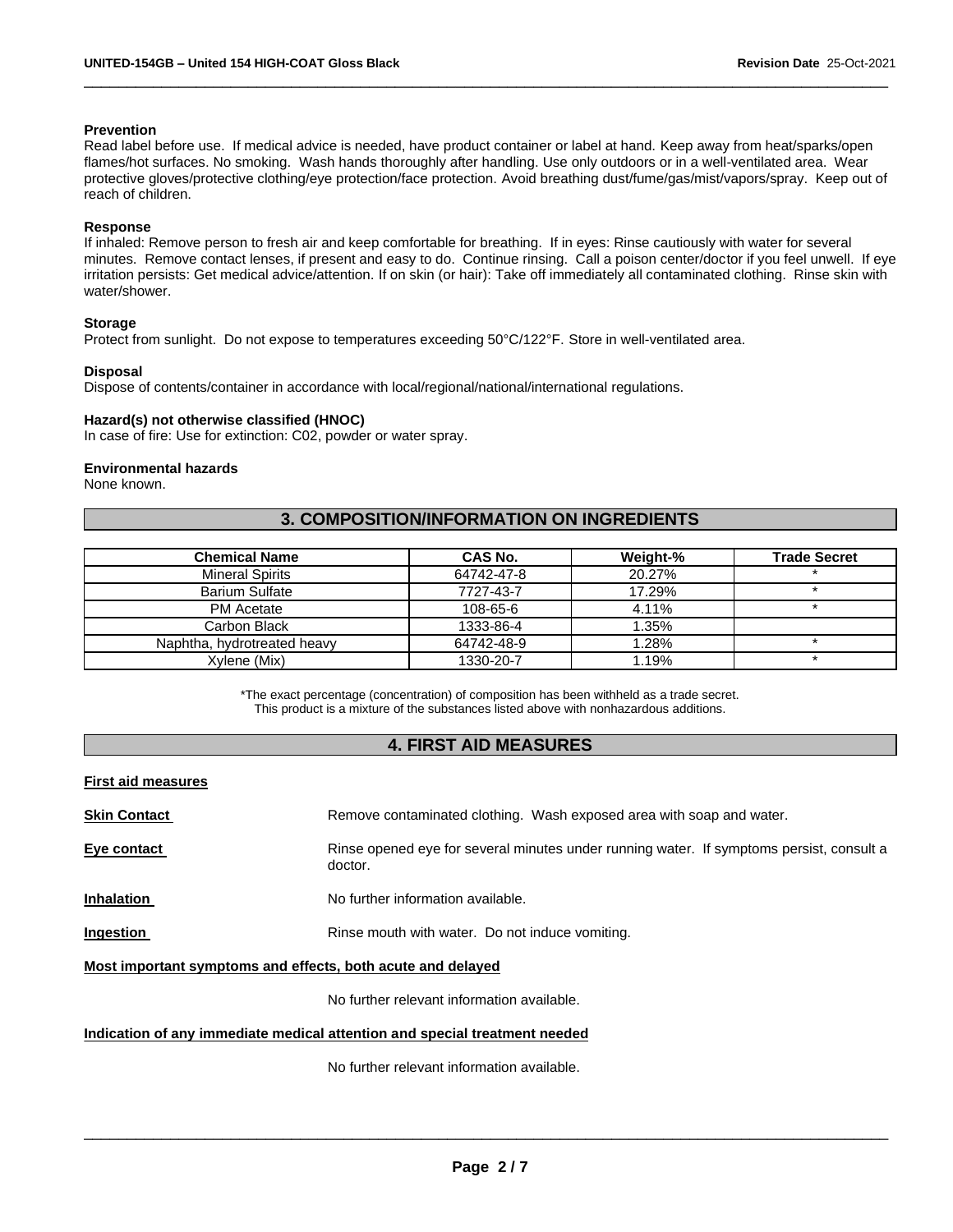**Prevention**

Read label before use. If medical advice is needed, have product container or label at hand. Keep away from heat/sparks/open flames/hot surfaces. No smoking. Wash hands thoroughly after handling. Use only outdoors or in a well-ventilated area. Wear protective gloves/protective clothing/eye protection/face protection. Avoid breathing dust/fume/gas/mist/vapors/spray. Keep out of reach of children.

**Response**

If inhaled: Remove person to fresh air and keep comfortable for breathing. If in eyes: Rinse cautiously with water for several minutes. Remove contact lenses, if present and easy to do. Continue rinsing. Call a poison center/doctor if you feel unwell. If eye irritation persists: Get medical advice/attention. If on skin (or hair): Take off immediately all contaminated clothing. Rinse skin with water/shower.

**Storage**

Protect from sunlight. Do not expose to temperatures exceeding 50°C/122°F. Store in well-ventilated area.

**Disposal**

Dispose of contents/container in accordance with local/regional/national/international regulations.

**Hazard(s) not otherwise classified (HNOC)**

In case of fire: Use for extinction: C02, powder or water spray.

**Environmental hazards**

None known.

## 3. COMPOSITION/INFORMATION ON INGREDIENTS

| Chemical Name | CAS No. | Weight-% | Trade Secret |
|---|---|---|---|
| Mineral Spirits | 64742-47-8 | 20.27% | * |
| Barium Sulfate | 7727-43-7 | 17.29% | * |
| PM Acetate | 108-65-6 | 4.11% | * |
| Carbon Black | 1333-86-4 | 1.35% | |
| Naphtha, hydrotreated heavy | 64742-48-9 | 1.28% | * |
| Xylene (Mix) | 1330-20-7 | 1.19% | * |

*The exact percentage (concentration) of composition has been withheld as a trade secret.
This product is a mixture of the substances listed above with nonhazardous additions.

## 4. FIRST AID MEASURES

**First aid measures**

**Skin Contact** Remove contaminated clothing. Wash exposed area with soap and water.

**Eye contact** Rinse opened eye for several minutes under running water. If symptoms persist, consult a doctor.

**Inhalation** No further information available.

**Ingestion** Rinse mouth with water. Do not induce vomiting.

**Most important symptoms and effects, both acute and delayed**

No further relevant information available.

**Indication of any immediate medical attention and special treatment needed**

No further relevant information available.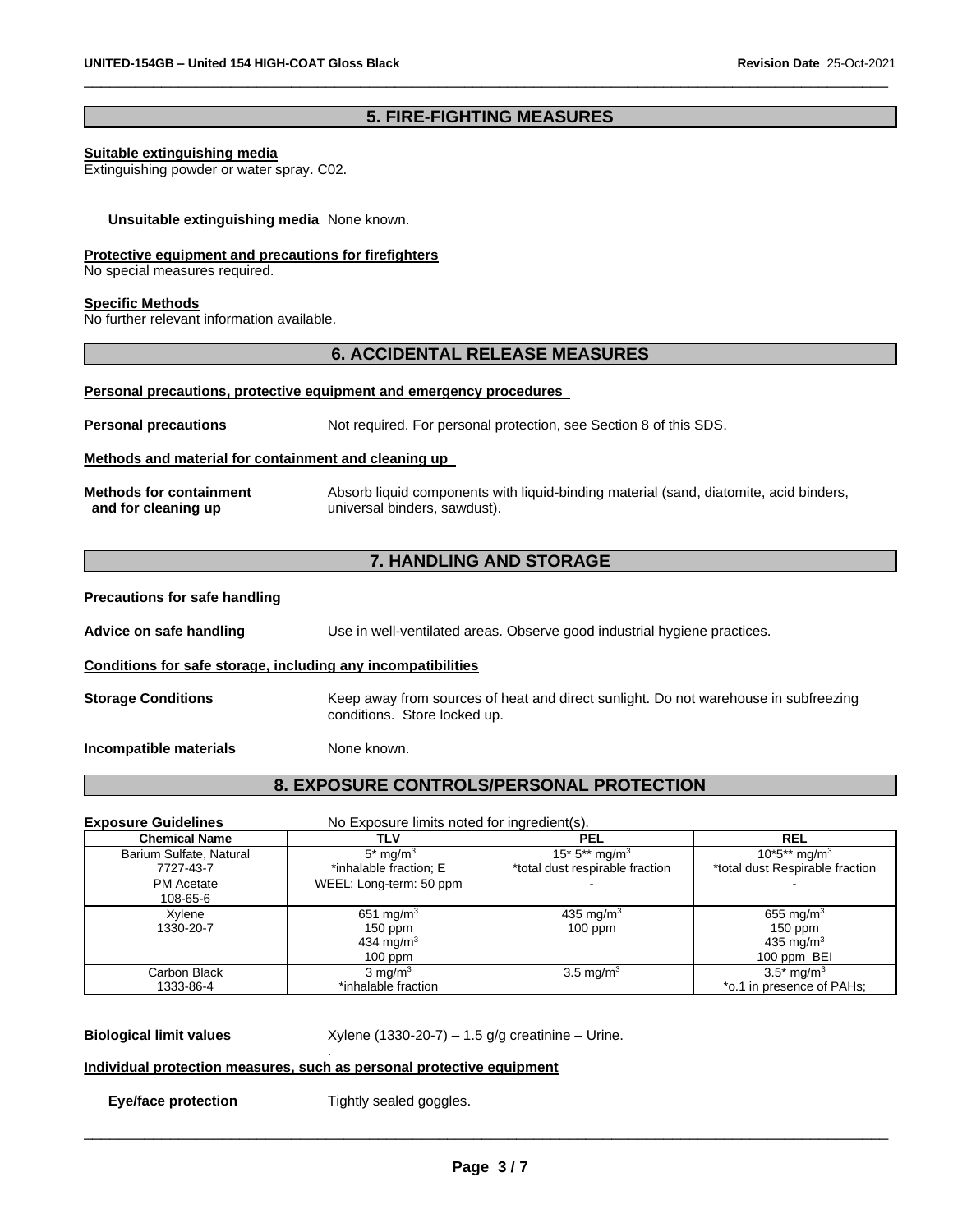## 5. FIRE-FIGHTING MEASURES

**Suitable extinguishing media**

Extinguishing powder or water spray. C02.

**Unsuitable extinguishing media** None known.

**Protective equipment and precautions for firefighters**

No special measures required.

**Specific Methods**

No further relevant information available.

## 6. ACCIDENTAL RELEASE MEASURES

**Personal precautions, protective equipment and emergency procedures**

**Personal precautions** Not required. For personal protection, see Section 8 of this SDS.

**Methods and material for containment and cleaning up**

**Methods for containment and for cleaning up** Absorb liquid components with liquid-binding material (sand, diatomite, acid binders, universal binders, sawdust).

## 7. HANDLING AND STORAGE

**Precautions for safe handling**

**Advice on safe handling** Use in well-ventilated areas. Observe good industrial hygiene practices.

**Conditions for safe storage, including any incompatibilities**

**Storage Conditions** Keep away from sources of heat and direct sunlight. Do not warehouse in subfreezing conditions. Store locked up.

**Incompatible materials** None known.

## 8. EXPOSURE CONTROLS/PERSONAL PROTECTION

**Exposure Guidelines** No Exposure limits noted for ingredient(s).

| Chemical Name | TLV | PEL | REL |
|---|---|---|---|
| Barium Sulfate, Natural<br>7727-43-7 | 5* $mg/m^3$<br>*inhalable fraction; E | 15* 5** $mg/m^3$<br>*total dust respirable fraction | 10*5** $mg/m^3$<br>*total dust Respirable fraction |
| PM Acetate<br>108-65-6 | WEEL: Long-term: 50 ppm | - | - |
| Xylene<br>1330-20-7 | 651 $mg/m^3$<br>150 ppm<br>434 $mg/m^3$<br>100 ppm | 435 $mg/m^3$<br>100 ppm | 655 $mg/m^3$<br>150 ppm<br>435 $mg/m^3$<br>100 ppm BEI |
| Carbon Black<br>1333-86-4 | 3 $mg/m^3$<br>*inhalable fraction | 3.5 $mg/m^3$ | 3.5* $mg/m^3$<br>*o.1 in presence of PAHs; |

**Biological limit values** Xylene (1330-20-7) – 1.5 g/g creatinine – Urine.

**Individual protection measures, such as personal protective equipment**

**Eye/face protection** Tightly sealed goggles.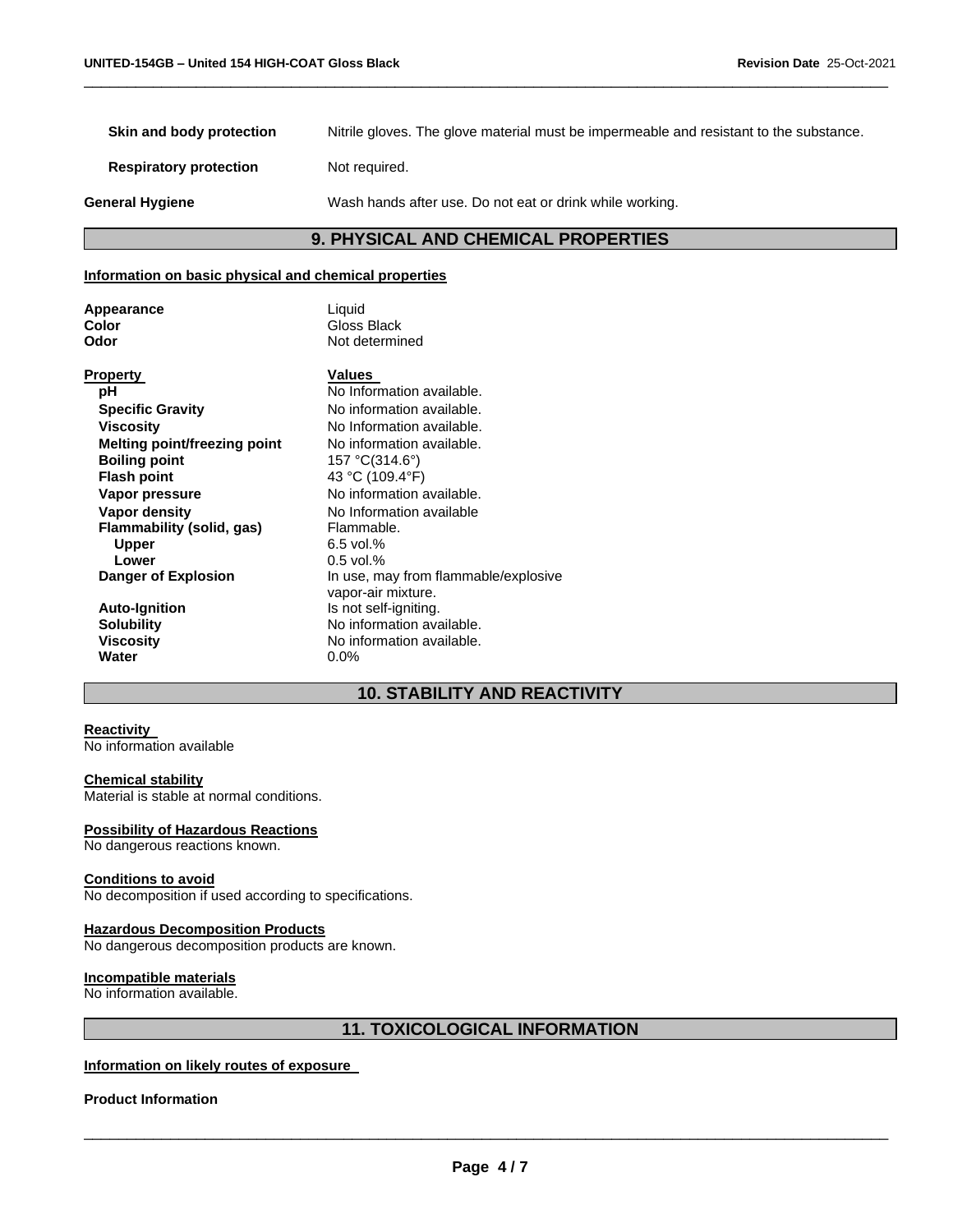| | |
|---|---|
| **Skin and body protection** | Nitrile gloves. The glove material must be impermeable and resistant to the substance. |
| **Respiratory protection** | Not required. |
| **General Hygiene** | Wash hands after use. Do not eat or drink while working. |

## 9. PHYSICAL AND CHEMICAL PROPERTIES

**Information on basic physical and chemical properties**

| | |
|---|---|
| **Appearance** | Liquid |
| **Color** | Gloss Black |
| **Odor** | Not determined |

| **Property** | **Values** |
|---|---|
| **pH** | No Information available. |
| **Specific Gravity** | No information available. |
| **Viscosity** | No Information available. |
| **Melting point/freezing point** | No information available. |
| **Boiling point** | 157 °C(314.6°) |
| **Flash point** | 43 °C (109.4°F) |
| **Vapor pressure** | No information available. |
| **Vapor density** | No Information available |
| **Flammability (solid, gas)** | Flammable. |
| **Upper** | 6.5 vol.% |
| **Lower** | 0.5 vol.% |
| **Danger of Explosion** | In use, may from flammable/explosive vapor-air mixture. |
| **Auto-Ignition** | Is not self-igniting. |
| **Solubility** | No information available. |
| **Viscosity** | No information available. |
| **Water** | 0.0% |

## 10. STABILITY AND REACTIVITY

**Reactivity**
No information available

**Chemical stability**
Material is stable at normal conditions.

**Possibility of Hazardous Reactions**
No dangerous reactions known.

**Conditions to avoid**
No decomposition if used according to specifications.

**Hazardous Decomposition Products**
No dangerous decomposition products are known.

**Incompatible materials**
No information available.

## 11. TOXICOLOGICAL INFORMATION

**Information on likely routes of exposure**

**Product Information**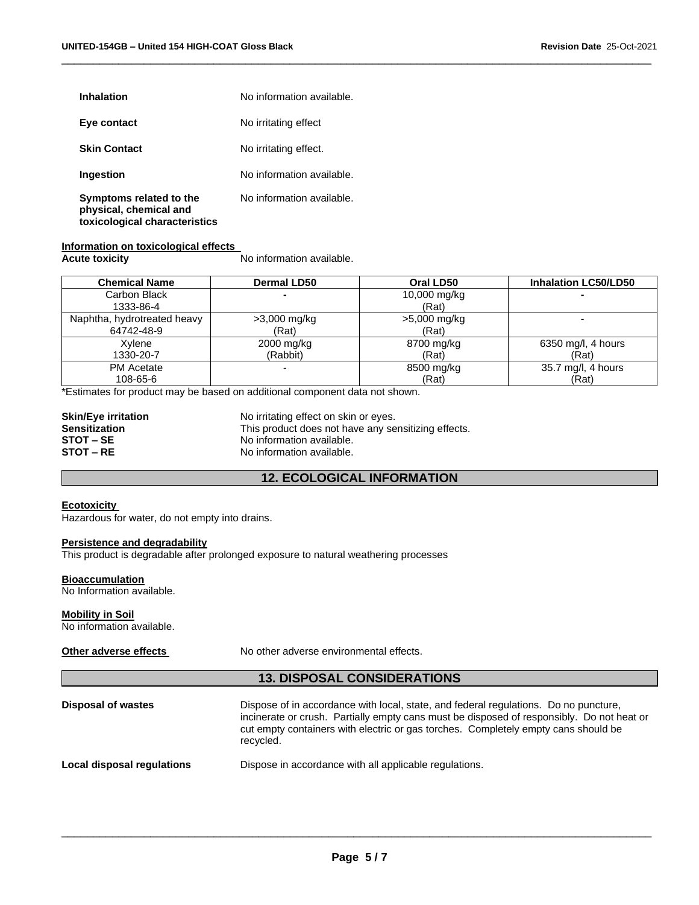| | |
|---|---|
| **Inhalation** | No information available. |
| **Eye contact** | No irritating effect |
| **Skin Contact** | No irritating effect. |
| **Ingestion** | No information available. |
| **Symptoms related to the physical, chemical and toxicological characteristics** | No information available. |

**Information on toxicological effects**

**Acute toxicity** No information available.

| Chemical Name | Dermal LD50 | Oral LD50 | Inhalation LC50/LD50 |
|---|---|---|---|
| Carbon Black<br>1333-86-4 | - | 10,000 mg/kg<br>(Rat) | - |
| Naphtha, hydrotreated heavy<br>64742-48-9 | >3,000 mg/kg<br>(Rat) | >5,000 mg/kg<br>(Rat) | - |
| Xylene<br>1330-20-7 | 2000 mg/kg<br>(Rabbit) | 8700 mg/kg<br>(Rat) | 6350 mg/l, 4 hours<br>(Rat) |
| PM Acetate<br>108-65-6 | - | 8500 mg/kg<br>(Rat) | 35.7 mg/l, 4 hours<br>(Rat) |

*Estimates for product may be based on additional component data not shown.

| | |
|---|---|
| **Skin/Eye irritation** | No irritating effect on skin or eyes. |
| **Sensitization** | This product does not have any sensitizing effects. |
| **STOT – SE** | No information available. |
| **STOT – RE** | No information available. |

## 12. ECOLOGICAL INFORMATION

**Ecotoxicity**

Hazardous for water, do not empty into drains.

**Persistence and degradability**

This product is degradable after prolonged exposure to natural weathering processes

**Bioaccumulation**

No Information available.

**Mobility in Soil**

No information available.

**Other adverse effects** No other adverse environmental effects.

## 13. DISPOSAL CONSIDERATIONS

**Disposal of wastes** Dispose of in accordance with local, state, and federal regulations. Do no puncture, incinerate or crush. Partially empty cans must be disposed of responsibly. Do not heat or cut empty containers with electric or gas torches. Completely empty cans should be recycled.

**Local disposal regulations** Dispose in accordance with all applicable regulations.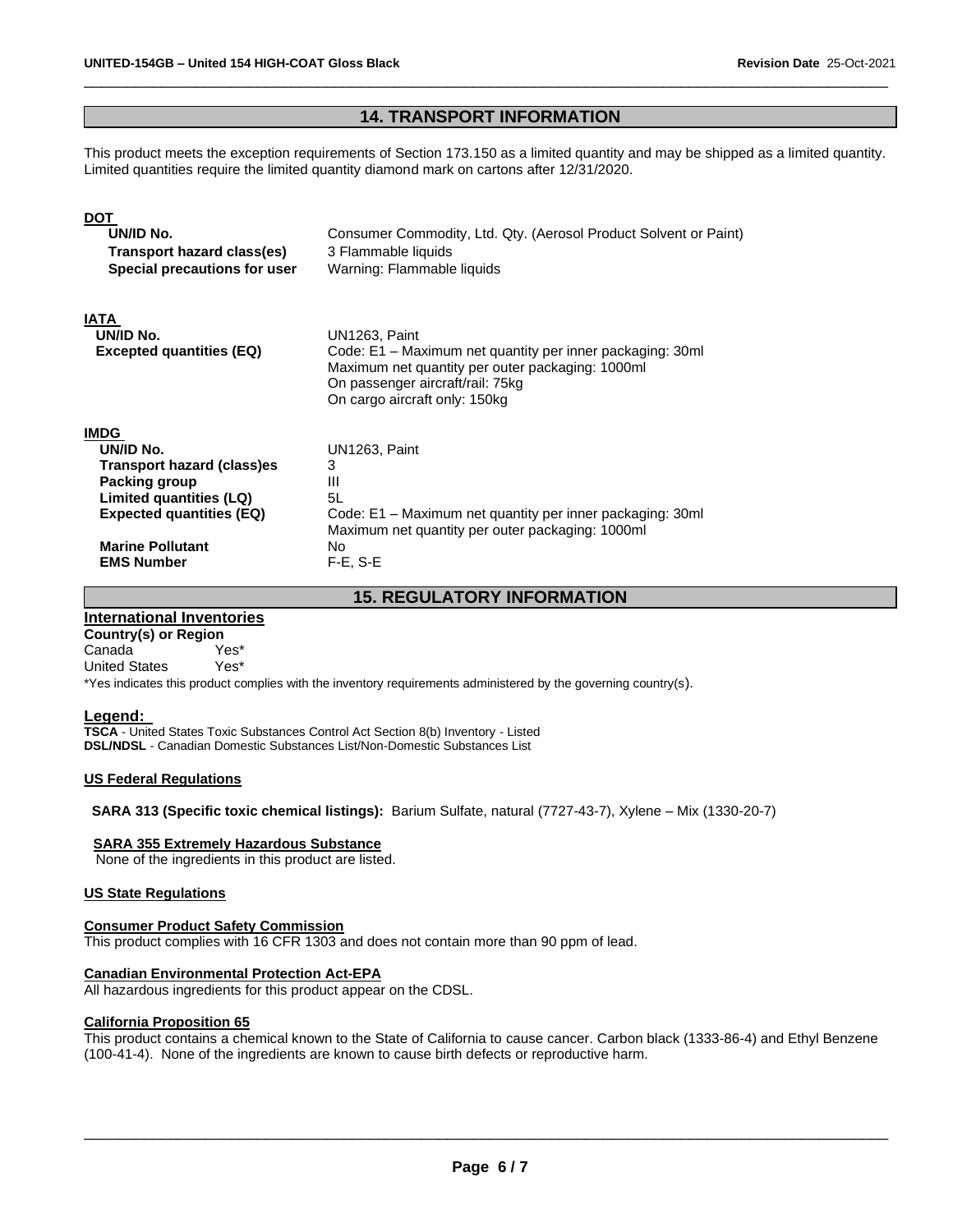## 14. TRANSPORT INFORMATION

This product meets the exception requirements of Section 173.150 as a limited quantity and may be shipped as a limited quantity. Limited quantities require the limited quantity diamond mark on cartons after 12/31/2020.

**DOT**

| | |
|---|---|
| **UN/ID No.** | Consumer Commodity, Ltd. Qty. (Aerosol Product Solvent or Paint) |
| **Transport hazard class(es)** | 3 Flammable liquids |
| **Special precautions for user** | Warning: Flammable liquids |

**IATA**

| | |
|---|---|
| **UN/ID No.** | UN1263, Paint |
| **Excepted quantities (EQ)** | Code: E1 – Maximum net quantity per inner packaging: 30ml<br>Maximum net quantity per outer packaging: 1000ml<br>On passenger aircraft/rail: 75kg<br>On cargo aircraft only: 150kg |

**IMDG**

| | |
|---|---|
| **UN/ID No.** | UN1263, Paint |
| **Transport hazard (class)es** | 3 |
| **Packing group** | III |
| **Limited quantities (LQ)** | 5L |
| **Expected quantities (EQ)** | Code: E1 – Maximum net quantity per inner packaging: 30ml<br>Maximum net quantity per outer packaging: 1000ml |
| **Marine Pollutant** | No |
| **EMS Number** | F-E, S-E |

## 15. REGULATORY INFORMATION

### International Inventories

**Country(s) or Region**

| | |
|---|---|
| Canada | Yes* |
| United States | Yes* |

*Yes indicates this product complies with the inventory requirements administered by the governing country(s).

**Legend:**

**TSCA** - United States Toxic Substances Control Act Section 8(b) Inventory - Listed
**DSL/NDSL** - Canadian Domestic Substances List/Non-Domestic Substances List

**US Federal Regulations**

**SARA 313 (Specific toxic chemical listings):** Barium Sulfate, natural (7727-43-7), Xylene – Mix (1330-20-7)

**SARA 355 Extremely Hazardous Substance**
None of the ingredients in this product are listed.

**US State Regulations**

**Consumer Product Safety Commission**
This product complies with 16 CFR 1303 and does not contain more than 90 ppm of lead.

**Canadian Environmental Protection Act-EPA**
All hazardous ingredients for this product appear on the CDSL.

**California Proposition 65**
This product contains a chemical known to the State of California to cause cancer. Carbon black (1333-86-4) and Ethyl Benzene (100-41-4). None of the ingredients are known to cause birth defects or reproductive harm.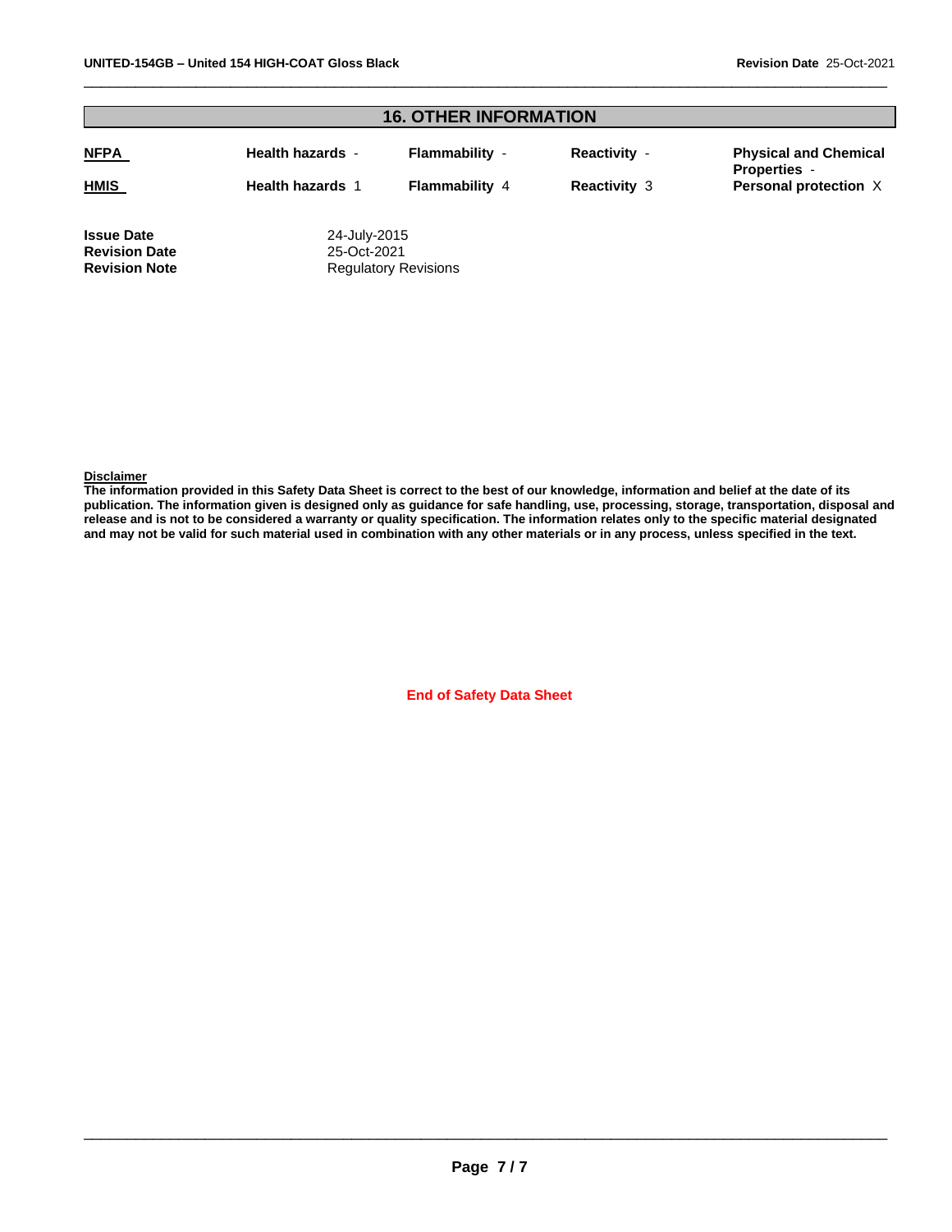## 16. OTHER INFORMATION

| | | | | |
|---|---|---|---|---|
| **NFPA** | **Health hazards** - | **Flammability** - | **Reactivity** - | **Physical and Chemical Properties** - |
| **HMIS** | **Health hazards** 1 | **Flammability** 4 | **Reactivity** 3 | **Personal protection** X |

**Issue Date** 24-July-2015
**Revision Date** 25-Oct-2021
**Revision Note** Regulatory Revisions

**Disclaimer**

**The information provided in this Safety Data Sheet is correct to the best of our knowledge, information and belief at the date of its publication. The information given is designed only as guidance for safe handling, use, processing, storage, transportation, disposal and release and is not to be considered a warranty or quality specification. The information relates only to the specific material designated and may not be valid for such material used in combination with any other materials or in any process, unless specified in the text.**

**End of Safety Data Sheet**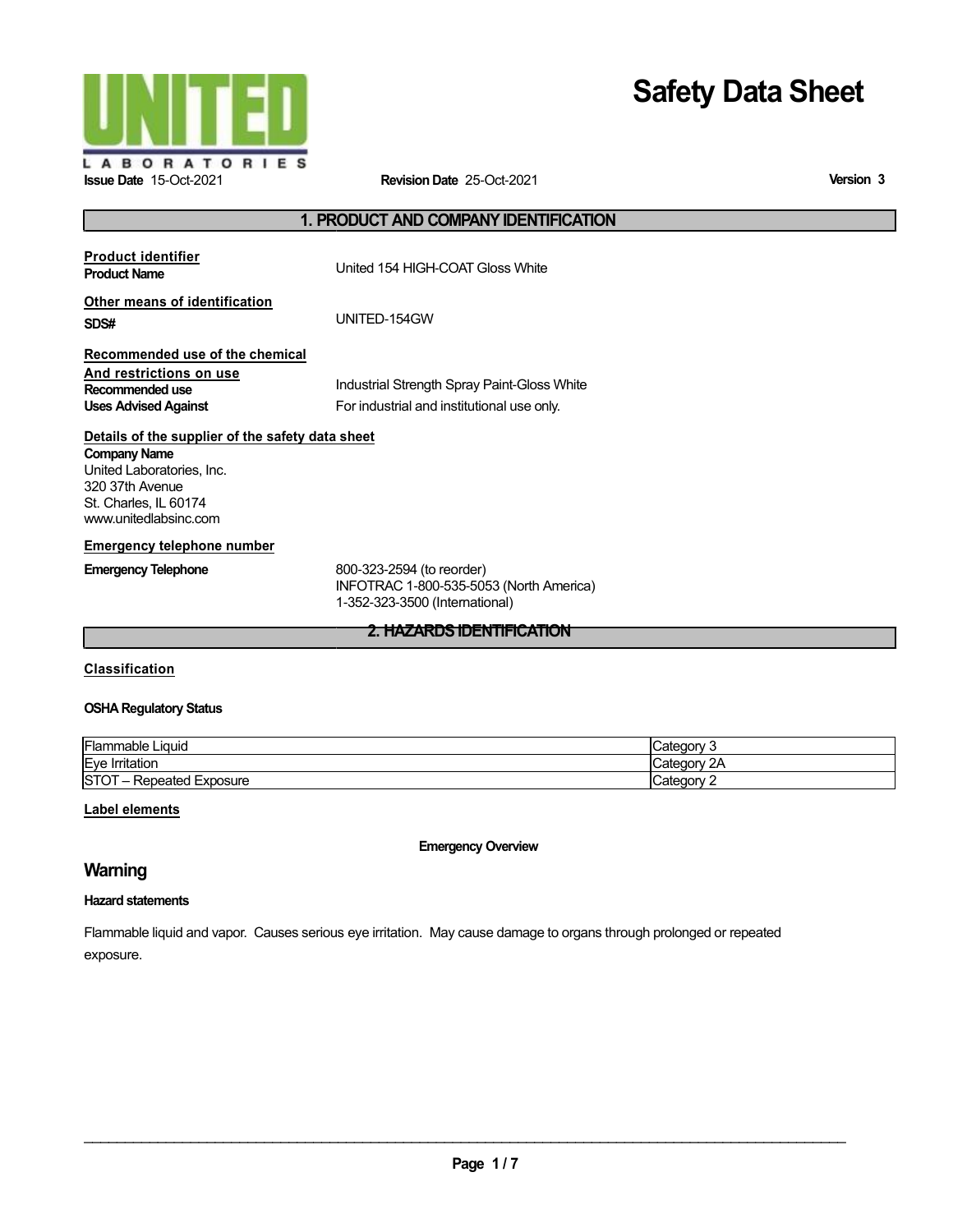UNITED LABORATORIES

# Safety Data Sheet

**Issue Date** 15-Oct-2021 **Revision Date** 25-Oct-2021 **Version 3**

## 1. PRODUCT AND COMPANY IDENTIFICATION

**Product identifier**

**Product Name** United 154 HIGH-COAT Gloss White

**Other means of identification**

**SDS#** UNITED-154GW

**Recommended use of the chemical And restrictions on use**

**Recommended use** Industrial Strength Spray Paint-Gloss White

**Uses Advised Against** For industrial and institutional use only.

**Details of the supplier of the safety data sheet**

**Company Name**
United Laboratories, Inc.
320 37th Avenue
St. Charles, IL 60174
www.unitedlabsinc.com

**Emergency telephone number**

**Emergency Telephone** 800-323-2594 (to reorder)
INFOTRAC 1-800-535-5053 (North America)
1-352-323-3500 (International)

## 2. HAZARDS IDENTIFICATION

**Classification**

**OSHA Regulatory Status**

| Hazard | Category |
|---|---|
| Flammable Liquid | Category 3 |
| Eye Irritation | Category 2A |
| STOT – Repeated Exposure | Category 2 |

**Label elements**

**Emergency Overview**

## Warning

**Hazard statements**

Flammable liquid and vapor. Causes serious eye irritation. May cause damage to organs through prolonged or repeated exposure.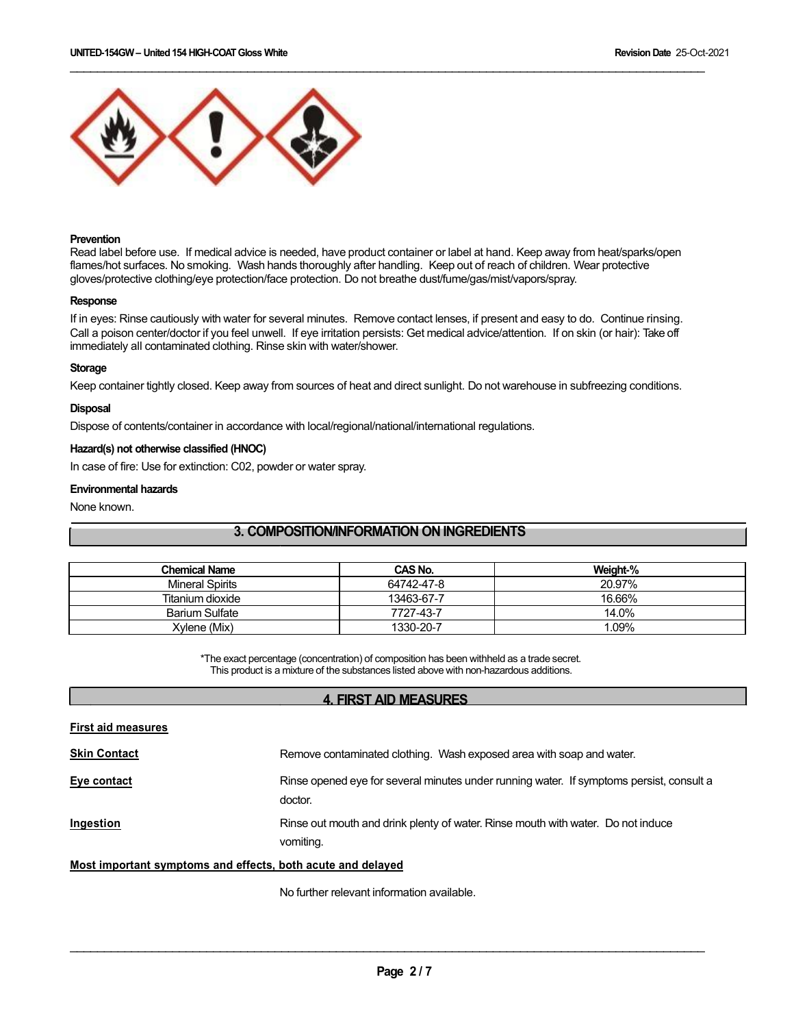**Prevention**

Read label before use. If medical advice is needed, have product container or label at hand. Keep away from heat/sparks/open flames/hot surfaces. No smoking. Wash hands thoroughly after handling. Keep out of reach of children. Wear protective gloves/protective clothing/eye protection/face protection. Do not breathe dust/fume/gas/mist/vapors/spray.

**Response**

If in eyes: Rinse cautiously with water for several minutes. Remove contact lenses, if present and easy to do. Continue rinsing. Call a poison center/doctor if you feel unwell. If eye irritation persists: Get medical advice/attention. If on skin (or hair): Take off immediately all contaminated clothing. Rinse skin with water/shower.

**Storage**

Keep container tightly closed. Keep away from sources of heat and direct sunlight. Do not warehouse in subfreezing conditions.

**Disposal**

Dispose of contents/container in accordance with local/regional/national/international regulations.

**Hazard(s) not otherwise classified (HNOC)**

In case of fire: Use for extinction: C02, powder or water spray.

**Environmental hazards**

None known.

## 3. COMPOSITION/INFORMATION ON INGREDIENTS

| Chemical Name | CAS No. | Weight-% |
|---|---|---|
| Mineral Spirits | 64742-47-8 | 20.97% |
| Titanium dioxide | 13463-67-7 | 16.66% |
| Barium Sulfate | 7727-43-7 | 14.0% |
| Xylene (Mix) | 1330-20-7 | 1.09% |

*The exact percentage (concentration) of composition has been withheld as a trade secret.
This product is a mixture of the substances listed above with non-hazardous additions.

## 4. FIRST AID MEASURES

**First aid measures**

**Skin Contact** Remove contaminated clothing. Wash exposed area with soap and water.

**Eye contact** Rinse opened eye for several minutes under running water. If symptoms persist, consult a doctor.

**Ingestion** Rinse out mouth and drink plenty of water. Rinse mouth with water. Do not induce vomiting.

**Most important symptoms and effects, both acute and delayed**

No further relevant information available.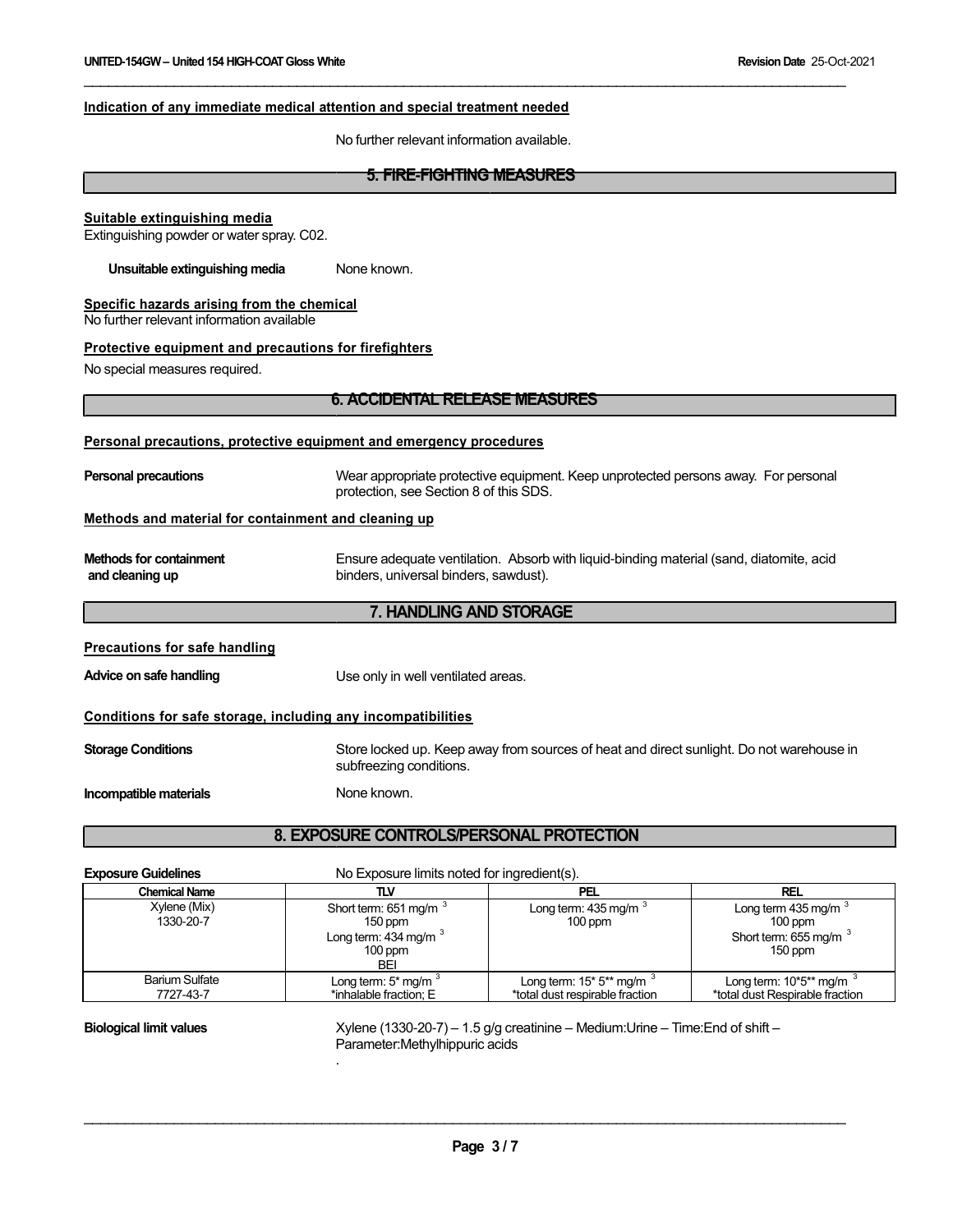**Indication of any immediate medical attention and special treatment needed**

No further relevant information available.

## 5. FIRE-FIGHTING MEASURES

**Suitable extinguishing media**

Extinguishing powder or water spray. C02.

**Unsuitable extinguishing media** None known.

**Specific hazards arising from the chemical**

No further relevant information available

**Protective equipment and precautions for firefighters**

No special measures required.

## 6. ACCIDENTAL RELEASE MEASURES

**Personal precautions, protective equipment and emergency procedures**

**Personal precautions** Wear appropriate protective equipment. Keep unprotected persons away. For personal protection, see Section 8 of this SDS.

**Methods and material for containment and cleaning up**

**Methods for containment and cleaning up** Ensure adequate ventilation. Absorb with liquid-binding material (sand, diatomite, acid binders, universal binders, sawdust).

## 7. HANDLING AND STORAGE

**Precautions for safe handling**

**Advice on safe handling** Use only in well ventilated areas.

**Conditions for safe storage, including any incompatibilities**

**Storage Conditions** Store locked up. Keep away from sources of heat and direct sunlight. Do not warehouse in subfreezing conditions.

**Incompatible materials** None known.

## 8. EXPOSURE CONTROLS/PERSONAL PROTECTION

**Exposure Guidelines** No Exposure limits noted for ingredient(s).

| Chemical Name | TLV | PEL | REL |
|---|---|---|---|
| Xylene (Mix) 1330-20-7 | Short term: 651 mg/m $^3$ 150 ppm Long term: 434 mg/m $^3$ 100 ppm BEI | Long term: 435 mg/m $^3$ 100 ppm | Long term 435 mg/m $^3$ 100 ppm Short term: 655 mg/m $^3$ 150 ppm |
| Barium Sulfate 7727-43-7 | Long term: 5* mg/m $^3$ *inhalable fraction; E | Long term: 15* 5** mg/m $^3$ *total dust respirable fraction | Long term: 10*5** mg/m $^3$ *total dust Respirable fraction |

**Biological limit values** Xylene (1330-20-7) – 1.5 g/g creatinine – Medium:Urine – Time:End of shift – Parameter:Methylhippuric acids

.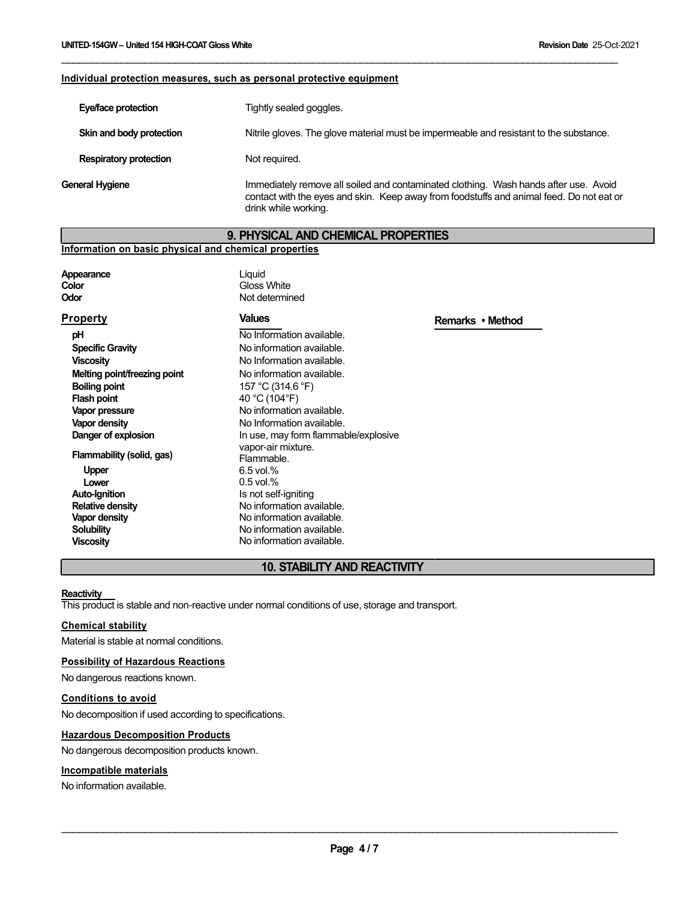**Individual protection measures, such as personal protective equipment**

| | |
|---|---|
| **Eye/face protection** | Tightly sealed goggles. |
| **Skin and body protection** | Nitrile gloves. The glove material must be impermeable and resistant to the substance. |
| **Respiratory protection** | Not required. |
| **General Hygiene** | Immediately remove all soiled and contaminated clothing. Wash hands after use. Avoid contact with the eyes and skin. Keep away from foodstuffs and animal feed. Do not eat or drink while working. |

## 9. PHYSICAL AND CHEMICAL PROPERTIES

**Information on basic physical and chemical properties**

| | |
|---|---|
| **Appearance** | Liquid |
| **Color** | Gloss White |
| **Odor** | Not determined |

| Property | Values | Remarks • Method |
|---|---|---|
| **pH** | No Information available. | |
| **Specific Gravity** | No information available. | |
| **Viscosity** | No Information available. | |
| **Melting point/freezing point** | No information available. | |
| **Boiling point** | 157 °C (314.6 °F) | |
| **Flash point** | 40 °C (104°F) | |
| **Vapor pressure** | No information available. | |
| **Vapor density** | No Information available. | |
| **Danger of explosion** | In use, may form flammable/explosive vapor-air mixture. | |
| **Flammability (solid, gas)** | Flammable. | |
| **Upper** | 6.5 vol.% | |
| **Lower** | 0.5 vol.% | |
| **Auto-Ignition** | Is not self-igniting | |
| **Relative density** | No information available. | |
| **Vapor density** | No information available. | |
| **Solubility** | No information available. | |
| **Viscosity** | No information available. | |

## 10. STABILITY AND REACTIVITY

**Reactivity**

This product is stable and non-reactive under normal conditions of use, storage and transport.

**Chemical stability**

Material is stable at normal conditions.

**Possibility of Hazardous Reactions**

No dangerous reactions known.

**Conditions to avoid**

No decomposition if used according to specifications.

**Hazardous Decomposition Products**

No dangerous decomposition products known.

**Incompatible materials**

No information available.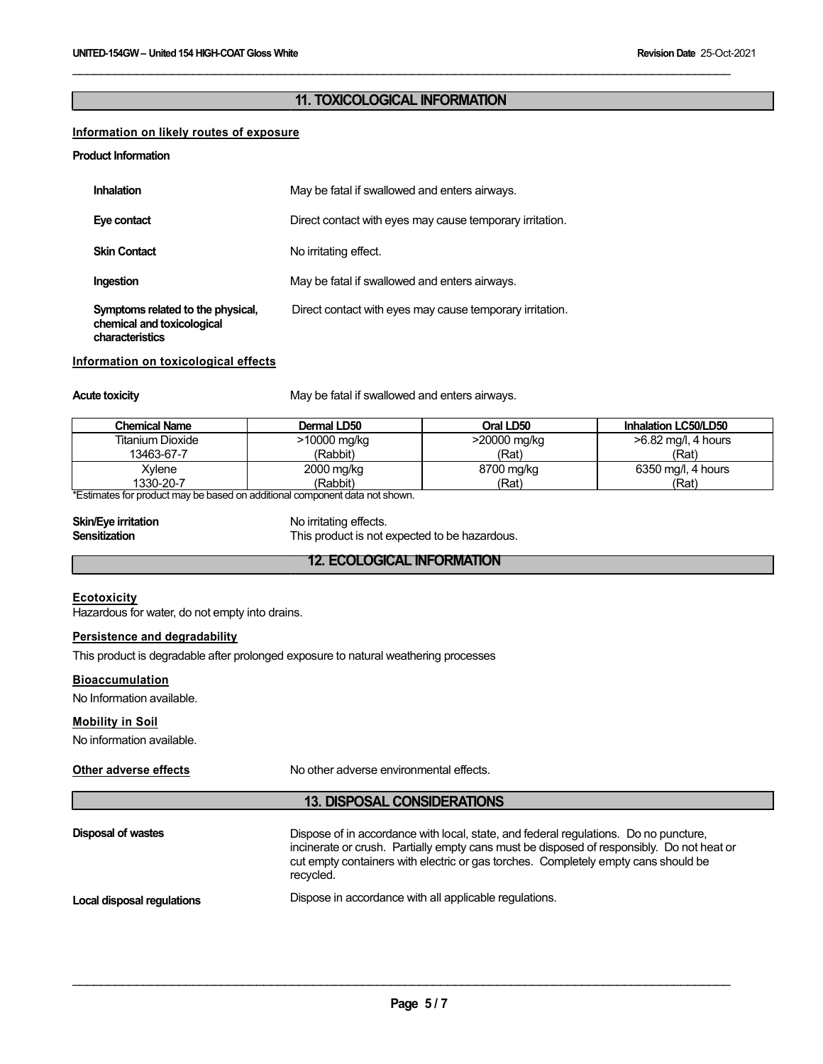## 11. TOXICOLOGICAL INFORMATION

### Information on likely routes of exposure

**Product Information**

**Inhalation** May be fatal if swallowed and enters airways.

**Eye contact** Direct contact with eyes may cause temporary irritation.

**Skin Contact** No irritating effect.

**Ingestion** May be fatal if swallowed and enters airways.

**Symptoms related to the physical, chemical and toxicological characteristics** Direct contact with eyes may cause temporary irritation.

### Information on toxicological effects

**Acute toxicity** May be fatal if swallowed and enters airways.

| Chemical Name | Dermal LD50 | Oral LD50 | Inhalation LC50/LD50 |
|---|---|---|---|
| Titanium Dioxide 13463-67-7 | >10000 mg/kg (Rabbit) | >20000 mg/kg (Rat) | >6.82 mg/l, 4 hours (Rat) |
| Xylene 1330-20-7 | 2000 mg/kg (Rabbit) | 8700 mg/kg (Rat) | 6350 mg/l, 4 hours (Rat) |

*Estimates for product may be based on additional component data not shown.

**Skin/Eye irritation** No irritating effects.
**Sensitization** This product is not expected to be hazardous.

## 12. ECOLOGICAL INFORMATION

### Ecotoxicity

Hazardous for water, do not empty into drains.

### Persistence and degradability

This product is degradable after prolonged exposure to natural weathering processes

### Bioaccumulation

No Information available.

### Mobility in Soil

No information available.

**Other adverse effects** No other adverse environmental effects.

## 13. DISPOSAL CONSIDERATIONS

**Disposal of wastes** Dispose of in accordance with local, state, and federal regulations. Do no puncture, incinerate or crush. Partially empty cans must be disposed of responsibly. Do not heat or cut empty containers with electric or gas torches. Completely empty cans should be recycled.

**Local disposal regulations** Dispose in accordance with all applicable regulations.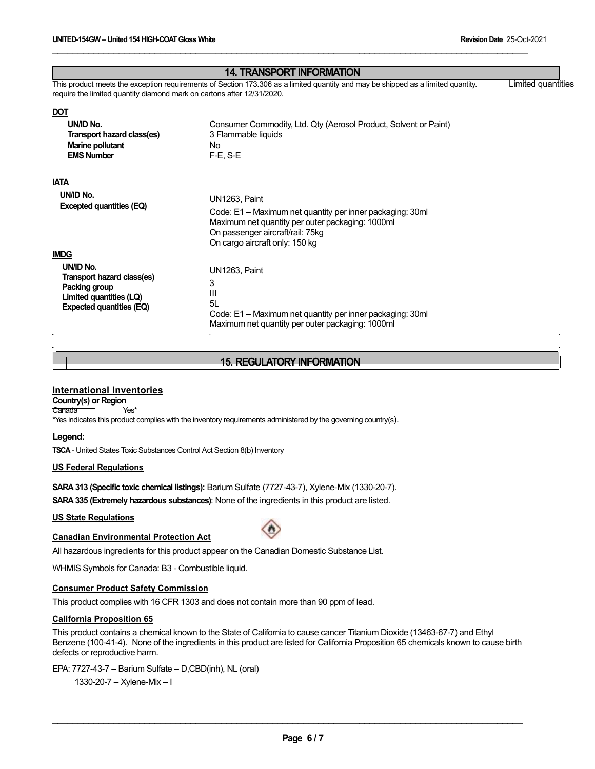## 14. TRANSPORT INFORMATION

This product meets the exception requirements of Section 173.306 as a limited quantity and may be shipped as a limited quantity. Limited quantities require the limited quantity diamond mark on cartons after 12/31/2020.

**DOT**

| | |
|---|---|
| **UN/ID No.** | Consumer Commodity, Ltd. Qty (Aerosol Product, Solvent or Paint) |
| **Transport hazard class(es)** | 3 Flammable liquids |
| **Marine pollutant** | No |
| **EMS Number** | F-E, S-E |

**IATA**

| | |
|---|---|
| **UN/ID No.** | UN1263, Paint |
| **Excepted quantities (EQ)** | Code: E1 – Maximum net quantity per inner packaging: 30ml<br>Maximum net quantity per outer packaging: 1000ml<br>On passenger aircraft/rail: 75kg<br>On cargo aircraft only: 150 kg |

**IMDG**

| | |
|---|---|
| **UN/ID No.** | UN1263, Paint |
| **Transport hazard class(es)** | 3 |
| **Packing group** | III |
| **Limited quantities (LQ)** | 5L |
| **Expected quantities (EQ)** | Code: E1 – Maximum net quantity per inner packaging: 30ml<br>Maximum net quantity per outer packaging: 1000ml |

## 15. REGULATORY INFORMATION

**International Inventories**

**Country(s) or Region**

Canada Yes*

*Yes indicates this product complies with the inventory requirements administered by the governing country(s).

**Legend:**

**TSCA** - United States Toxic Substances Control Act Section 8(b) Inventory

**US Federal Regulations**

**SARA 313 (Specific toxic chemical listings):** Barium Sulfate (7727-43-7), Xylene-Mix (1330-20-7).

**SARA 335 (Extremely hazardous substances)**: None of the ingredients in this product are listed.

**US State Regulations**

**Canadian Environmental Protection Act**

All hazardous ingredients for this product appear on the Canadian Domestic Substance List.

WHMIS Symbols for Canada: B3 - Combustible liquid.

**Consumer Product Safety Commission**

This product complies with 16 CFR 1303 and does not contain more than 90 ppm of lead.

**California Proposition 65**

This product contains a chemical known to the State of California to cause cancer Titanium Dioxide (13463-67-7) and Ethyl Benzene (100-41-4). None of the ingredients in this product are listed for California Proposition 65 chemicals known to cause birth defects or reproductive harm.

EPA: 7727-43-7 – Barium Sulfate – D,CBD(inh), NL (oral)

1330-20-7 – Xylene-Mix – I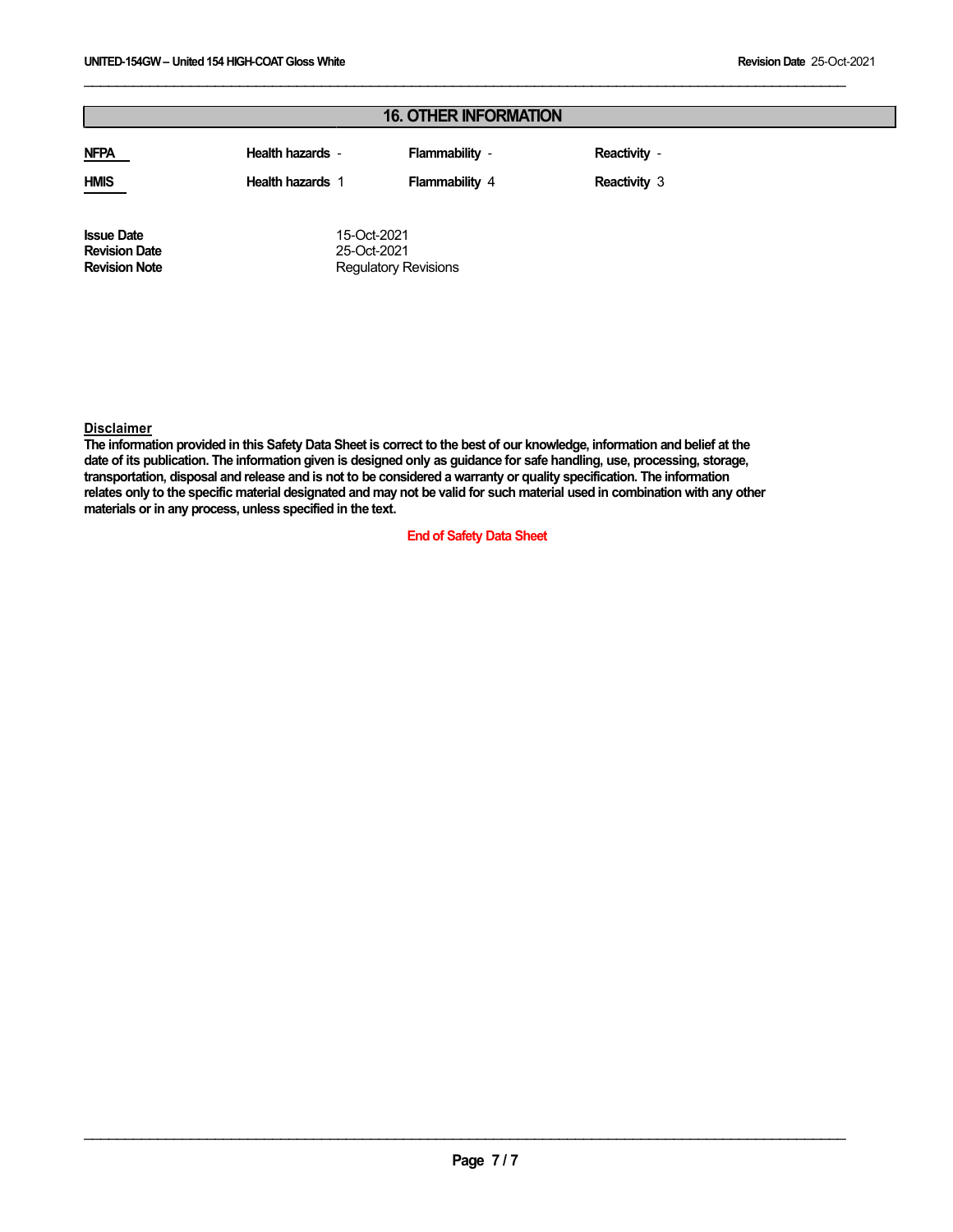## 16. OTHER INFORMATION

| | | | |
|---|---|---|---|
| **NFPA** | **Health hazards** - | **Flammability** - | **Reactivity** - |
| **HMIS** | **Health hazards** 1 | **Flammability** 4 | **Reactivity** 3 |

**Issue Date** 15-Oct-2021
**Revision Date** 25-Oct-2021
**Revision Note** Regulatory Revisions

**Disclaimer**
**The information provided in this Safety Data Sheet is correct to the best of our knowledge, information and belief at the date of its publication. The information given is designed only as guidance for safe handling, use, processing, storage, transportation, disposal and release and is not to be considered a warranty or quality specification. The information relates only to the specific material designated and may not be valid for such material used in combination with any other materials or in any process, unless specified in the text.**

**End of Safety Data Sheet**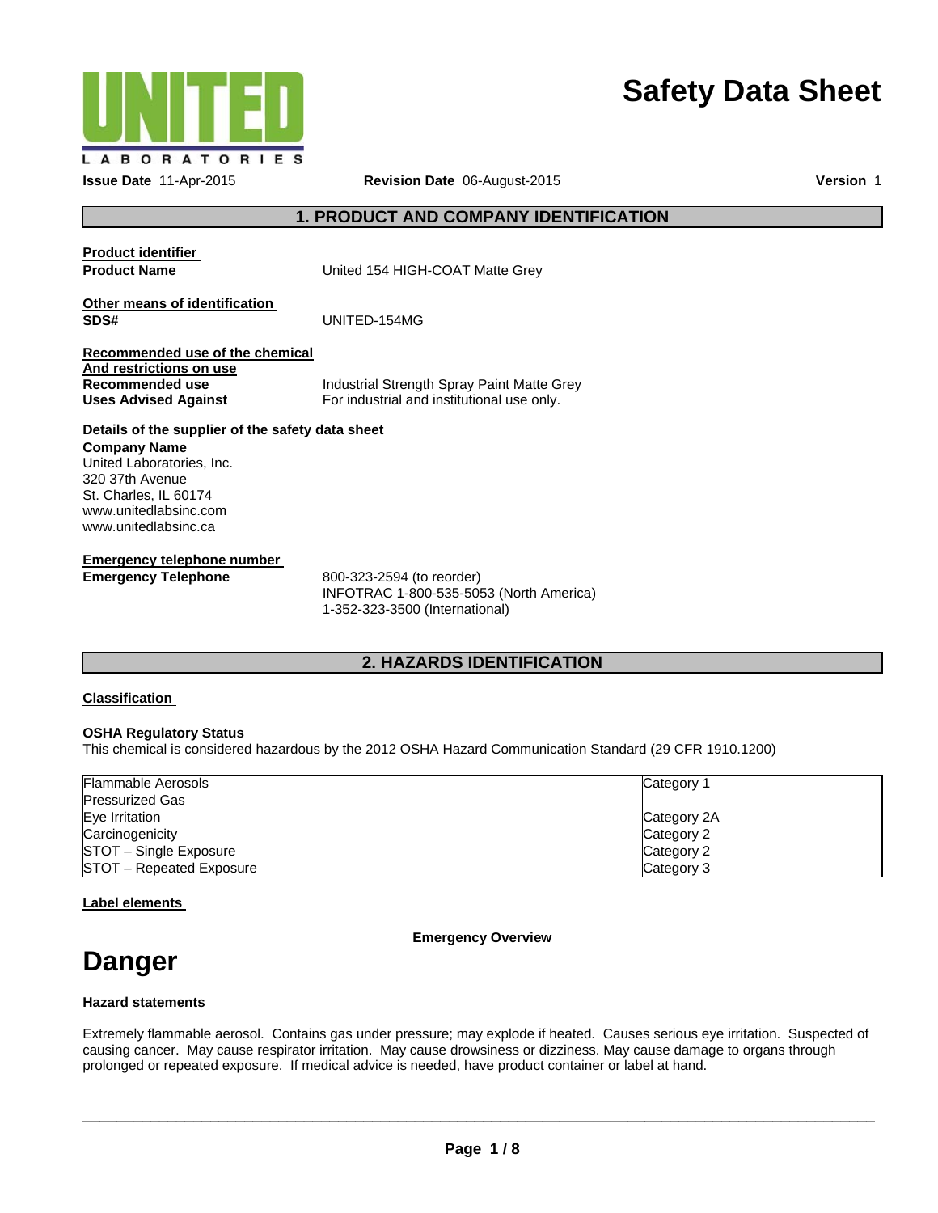UNITED LABORATORIES

# Safety Data Sheet

**Issue Date** 11-Apr-2015 **Revision Date** 06-August-2015 **Version** 1

## 1. PRODUCT AND COMPANY IDENTIFICATION

**Product identifier**

**Product Name** United 154 HIGH-COAT Matte Grey

**Other means of identification**

**SDS#** UNITED-154MG

**Recommended use of the chemical And restrictions on use**

**Recommended use** Industrial Strength Spray Paint Matte Grey

**Uses Advised Against** For industrial and institutional use only.

**Details of the supplier of the safety data sheet**

**Company Name**

United Laboratories, Inc.
320 37th Avenue
St. Charles, IL 60174
www.unitedlabsinc.com
www.unitedlabsinc.ca

**Emergency telephone number**

**Emergency Telephone**

800-323-2594 (to reorder)
INFOTRAC 1-800-535-5053 (North America)
1-352-323-3500 (International)

## 2. HAZARDS IDENTIFICATION

**Classification**

**OSHA Regulatory Status**

This chemical is considered hazardous by the 2012 OSHA Hazard Communication Standard (29 CFR 1910.1200)

| | |
|---|---|
| Flammable Aerosols | Category 1 |
| Pressurized Gas | |
| Eye Irritation | Category 2A |
| Carcinogenicity | Category 2 |
| STOT – Single Exposure | Category 2 |
| STOT – Repeated Exposure | Category 3 |

**Label elements**

**Emergency Overview**

# Danger

**Hazard statements**

Extremely flammable aerosol. Contains gas under pressure; may explode if heated. Causes serious eye irritation. Suspected of causing cancer. May cause respirator irritation. May cause drowsiness or dizziness. May cause damage to organs through prolonged or repeated exposure. If medical advice is needed, have product container or label at hand.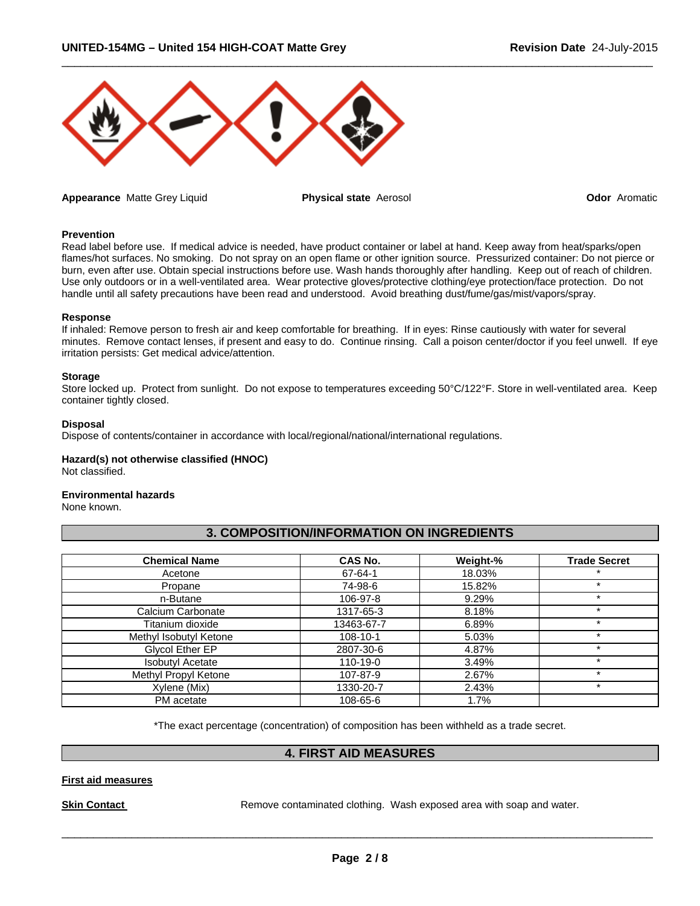**Appearance** Matte Grey Liquid **Physical state** Aerosol **Odor** Aromatic

**Prevention**

Read label before use. If medical advice is needed, have product container or label at hand. Keep away from heat/sparks/open flames/hot surfaces. No smoking. Do not spray on an open flame or other ignition source. Pressurized container: Do not pierce or burn, even after use. Obtain special instructions before use. Wash hands thoroughly after handling. Keep out of reach of children. Use only outdoors or in a well-ventilated area. Wear protective gloves/protective clothing/eye protection/face protection. Do not handle until all safety precautions have been read and understood. Avoid breathing dust/fume/gas/mist/vapors/spray.

**Response**

If inhaled: Remove person to fresh air and keep comfortable for breathing. If in eyes: Rinse cautiously with water for several minutes. Remove contact lenses, if present and easy to do. Continue rinsing. Call a poison center/doctor if you feel unwell. If eye irritation persists: Get medical advice/attention.

**Storage**

Store locked up. Protect from sunlight. Do not expose to temperatures exceeding 50°C/122°F. Store in well-ventilated area. Keep container tightly closed.

**Disposal**

Dispose of contents/container in accordance with local/regional/national/international regulations.

**Hazard(s) not otherwise classified (HNOC)**

Not classified.

**Environmental hazards**

None known.

## 3. COMPOSITION/INFORMATION ON INGREDIENTS

| Chemical Name | CAS No. | Weight-% | Trade Secret |
|---|---|---|---|
| Acetone | 67-64-1 | 18.03% | * |
| Propane | 74-98-6 | 15.82% | * |
| n-Butane | 106-97-8 | 9.29% | * |
| Calcium Carbonate | 1317-65-3 | 8.18% | * |
| Titanium dioxide | 13463-67-7 | 6.89% | * |
| Methyl Isobutyl Ketone | 108-10-1 | 5.03% | * |
| Glycol Ether EP | 2807-30-6 | 4.87% | * |
| Isobutyl Acetate | 110-19-0 | 3.49% | * |
| Methyl Propyl Ketone | 107-87-9 | 2.67% | * |
| Xylene (Mix) | 1330-20-7 | 2.43% | * |
| PM acetate | 108-65-6 | 1.7% | |

*The exact percentage (concentration) of composition has been withheld as a trade secret.

## 4. FIRST AID MEASURES

**First aid measures**

**Skin Contact** Remove contaminated clothing. Wash exposed area with soap and water.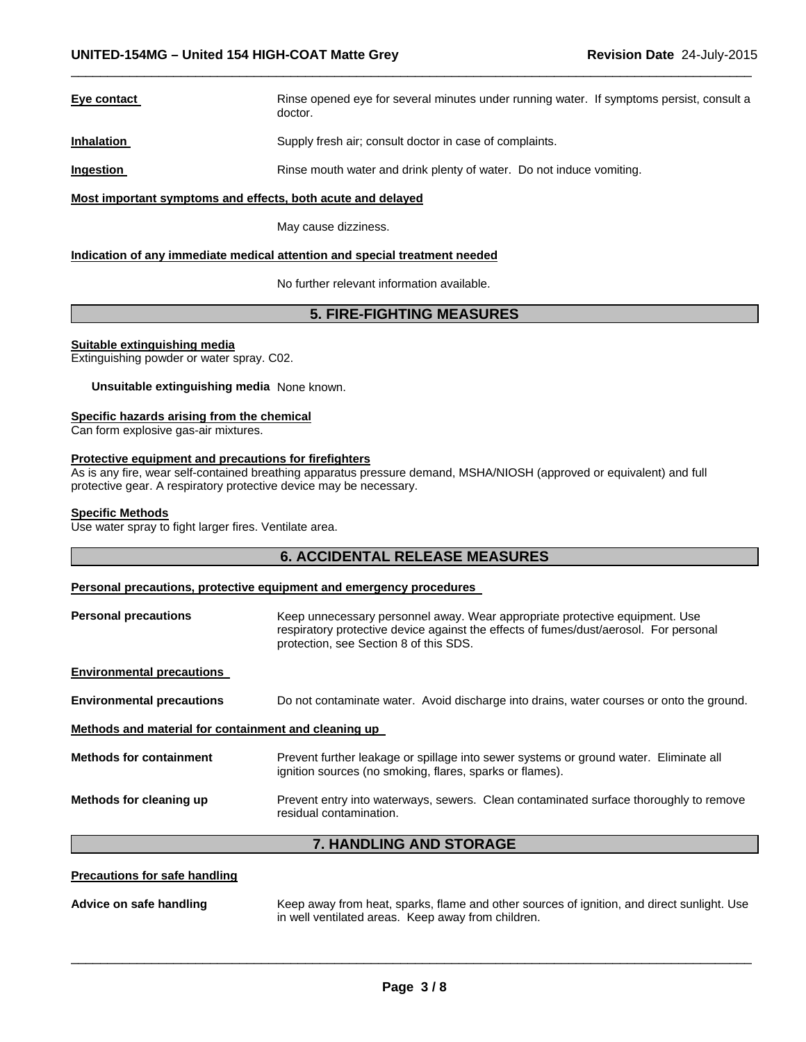**Eye contact** Rinse opened eye for several minutes under running water. If symptoms persist, consult a doctor.

**Inhalation** Supply fresh air; consult doctor in case of complaints.

**Ingestion** Rinse mouth water and drink plenty of water. Do not induce vomiting.

**Most important symptoms and effects, both acute and delayed**

May cause dizziness.

**Indication of any immediate medical attention and special treatment needed**

No further relevant information available.

## 5. FIRE-FIGHTING MEASURES

**Suitable extinguishing media**
Extinguishing powder or water spray. C02.

**Unsuitable extinguishing media** None known.

**Specific hazards arising from the chemical**
Can form explosive gas-air mixtures.

**Protective equipment and precautions for firefighters**
As is any fire, wear self-contained breathing apparatus pressure demand, MSHA/NIOSH (approved or equivalent) and full protective gear. A respiratory protective device may be necessary.

**Specific Methods**
Use water spray to fight larger fires. Ventilate area.

## 6. ACCIDENTAL RELEASE MEASURES

**Personal precautions, protective equipment and emergency procedures**

**Personal precautions** Keep unnecessary personnel away. Wear appropriate protective equipment. Use respiratory protective device against the effects of fumes/dust/aerosol. For personal protection, see Section 8 of this SDS.

**Environmental precautions**

**Environmental precautions** Do not contaminate water. Avoid discharge into drains, water courses or onto the ground.

**Methods and material for containment and cleaning up**

**Methods for containment** Prevent further leakage or spillage into sewer systems or ground water. Eliminate all ignition sources (no smoking, flares, sparks or flames).

**Methods for cleaning up** Prevent entry into waterways, sewers. Clean contaminated surface thoroughly to remove residual contamination.

## 7. HANDLING AND STORAGE

**Precautions for safe handling**

**Advice on safe handling** Keep away from heat, sparks, flame and other sources of ignition, and direct sunlight. Use in well ventilated areas. Keep away from children.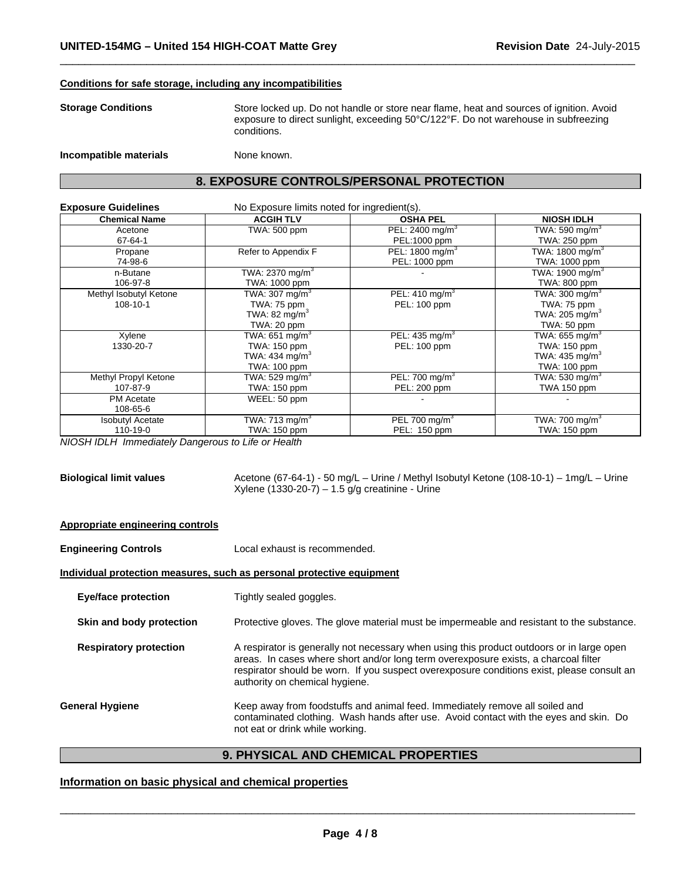**Conditions for safe storage, including any incompatibilities**

**Storage Conditions** Store locked up. Do not handle or store near flame, heat and sources of ignition. Avoid exposure to direct sunlight, exceeding 50°C/122°F. Do not warehouse in subfreezing conditions.

**Incompatible materials** None known.

## 8. EXPOSURE CONTROLS/PERSONAL PROTECTION

**Exposure Guidelines** No Exposure limits noted for ingredient(s).

| Chemical Name | ACGIH TLV | OSHA PEL | NIOSH IDLH |
|---|---|---|---|
| Acetone<br>67-64-1 | TWA: 500 ppm | PEL: 2400 mg/m$^3$<br>PEL:1000 ppm | TWA: 590 mg/m$^3$<br>TWA: 250 ppm |
| Propane<br>74-98-6 | Refer to Appendix F | PEL: 1800 mg/m$^3$<br>PEL: 1000 ppm | TWA: 1800 mg/m$^3$<br>TWA: 1000 ppm |
| n-Butane<br>106-97-8 | TWA: 2370 mg/m$^3$<br>TWA: 1000 ppm | - | TWA: 1900 mg/m$^3$<br>TWA: 800 ppm |
| Methyl Isobutyl Ketone<br>108-10-1 | TWA: 307 mg/m$^3$<br>TWA: 75 ppm<br>TWA: 82 mg/m$^3$<br>TWA: 20 ppm | PEL: 410 mg/m$^3$<br>PEL: 100 ppm | TWA: 300 mg/m$^3$<br>TWA: 75 ppm<br>TWA: 205 mg/m$^3$<br>TWA: 50 ppm |
| Xylene<br>1330-20-7 | TWA: 651 mg/m$^3$<br>TWA: 150 ppm<br>TWA: 434 mg/m$^3$<br>TWA: 100 ppm | PEL: 435 mg/m$^3$<br>PEL: 100 ppm | TWA: 655 mg/m$^3$<br>TWA: 150 ppm<br>TWA: 435 mg/m$^3$<br>TWA: 100 ppm |
| Methyl Propyl Ketone<br>107-87-9 | TWA: 529 mg/m$^3$<br>TWA: 150 ppm | PEL: 700 mg/m$^3$<br>PEL: 200 ppm | TWA: 530 mg/m$^3$<br>TWA 150 ppm |
| PM Acetate<br>108-65-6 | WEEL: 50 ppm | - | - |
| Isobutyl Acetate<br>110-19-0 | TWA: 713 mg/m$^3$<br>TWA: 150 ppm | PEL 700 mg/m$^3$<br>PEL: 150 ppm | TWA: 700 mg/m$^3$<br>TWA: 150 ppm |

*NIOSH IDLH Immediately Dangerous to Life or Health*

**Biological limit values** Acetone (67-64-1) - 50 mg/L – Urine / Methyl Isobutyl Ketone (108-10-1) – 1mg/L – Urine
Xylene (1330-20-7) – 1.5 g/g creatinine - Urine

**Appropriate engineering controls**

**Engineering Controls** Local exhaust is recommended.

**Individual protection measures, such as personal protective equipment**

**Eye/face protection** Tightly sealed goggles.

**Skin and body protection** Protective gloves. The glove material must be impermeable and resistant to the substance.

**Respiratory protection** A respirator is generally not necessary when using this product outdoors or in large open areas. In cases where short and/or long term overexposure exists, a charcoal filter respirator should be worn. If you suspect overexposure conditions exist, please consult an authority on chemical hygiene.

**General Hygiene** Keep away from foodstuffs and animal feed. Immediately remove all soiled and contaminated clothing. Wash hands after use. Avoid contact with the eyes and skin. Do not eat or drink while working.

## 9. PHYSICAL AND CHEMICAL PROPERTIES

**Information on basic physical and chemical properties**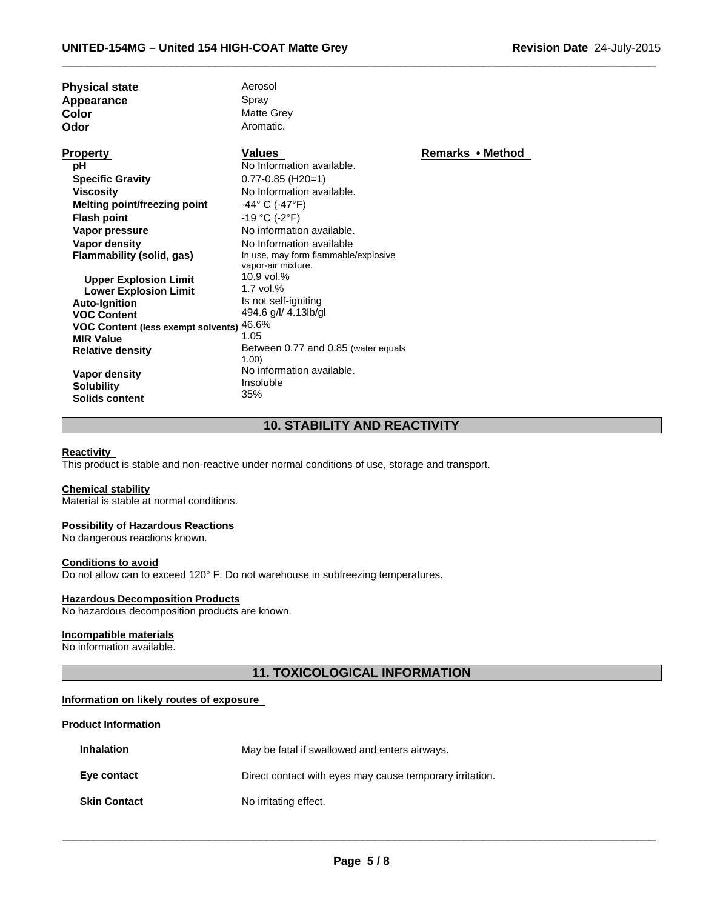| | |
|---|---|
| **Physical state** | Aerosol |
| **Appearance** | Spray |
| **Color** | Matte Grey |
| **Odor** | Aromatic. |

| Property | Values | Remarks • Method |
|---|---|---|
| **pH** | No Information available. | |
| **Specific Gravity** | 0.77-0.85 (H20=1) | |
| **Viscosity** | No Information available. | |
| **Melting point/freezing point** | -44° C (-47°F) | |
| **Flash point** | -19 °C (-2°F) | |
| **Vapor pressure** | No information available. | |
| **Vapor density** | No Information available | |
| **Flammability (solid, gas)** | In use, may form flammable/explosive vapor-air mixture. | |
| **Upper Explosion Limit** | 10.9 vol.% | |
| **Lower Explosion Limit** | 1.7 vol.% | |
| **Auto-Ignition** | Is not self-igniting | |
| **VOC Content** | 494.6 g/l/ 4.13lb/gl | |
| **VOC Content (less exempt solvents)** | 46.6% | |
| **MIR Value** | 1.05 | |
| **Relative density** | Between 0.77 and 0.85 (water equals 1.00) | |
| **Vapor density** | No information available. | |
| **Solubility** | Insoluble | |
| **Solids content** | 35% | |

## 10. STABILITY AND REACTIVITY

**Reactivity**

This product is stable and non-reactive under normal conditions of use, storage and transport.

**Chemical stability**

Material is stable at normal conditions.

**Possibility of Hazardous Reactions**

No dangerous reactions known.

**Conditions to avoid**

Do not allow can to exceed 120° F. Do not warehouse in subfreezing temperatures.

**Hazardous Decomposition Products**

No hazardous decomposition products are known.

**Incompatible materials**

No information available.

## 11. TOXICOLOGICAL INFORMATION

**Information on likely routes of exposure**

**Product Information**

| | |
|---|---|
| **Inhalation** | May be fatal if swallowed and enters airways. |
| **Eye contact** | Direct contact with eyes may cause temporary irritation. |
| **Skin Contact** | No irritating effect. |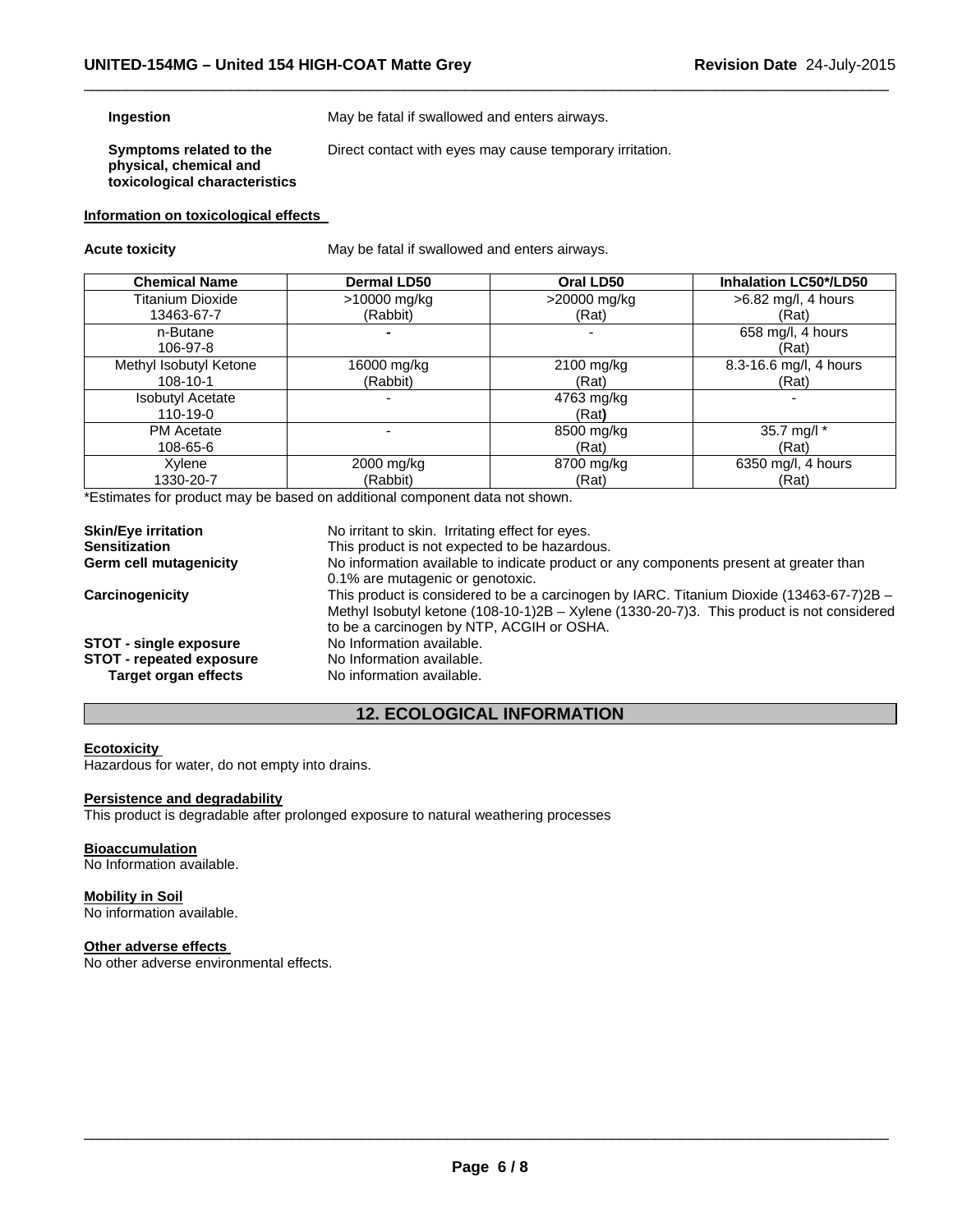**Ingestion** May be fatal if swallowed and enters airways.

**Symptoms related to the physical, chemical and toxicological characteristics** Direct contact with eyes may cause temporary irritation.

**Information on toxicological effects**

**Acute toxicity** May be fatal if swallowed and enters airways.

| Chemical Name | Dermal LD50 | Oral LD50 | Inhalation LC50*/LD50 |
|---|---|---|---|
| Titanium Dioxide 13463-67-7 | >10000 mg/kg (Rabbit) | >20000 mg/kg (Rat) | >6.82 mg/l, 4 hours (Rat) |
| n-Butane 106-97-8 | - | - | 658 mg/l, 4 hours (Rat) |
| Methyl Isobutyl Ketone 108-10-1 | 16000 mg/kg (Rabbit) | 2100 mg/kg (Rat) | 8.3-16.6 mg/l, 4 hours (Rat) |
| Isobutyl Acetate 110-19-0 | - | 4763 mg/kg (Rat) | - |
| PM Acetate 108-65-6 | - | 8500 mg/kg (Rat) | 35.7 mg/l * (Rat) |
| Xylene 1330-20-7 | 2000 mg/kg (Rabbit) | 8700 mg/kg (Rat) | 6350 mg/l, 4 hours (Rat) |

*Estimates for product may be based on additional component data not shown.

**Skin/Eye irritation** No irritant to skin. Irritating effect for eyes.
**Sensitization** This product is not expected to be hazardous.
**Germ cell mutagenicity** No information available to indicate product or any components present at greater than 0.1% are mutagenic or genotoxic.
**Carcinogenicity** This product is considered to be a carcinogen by IARC. Titanium Dioxide (13463-67-7)2B – Methyl Isobutyl ketone (108-10-1)2B – Xylene (1330-20-7)3. This product is not considered to be a carcinogen by NTP, ACGIH or OSHA.
**STOT - single exposure** No Information available.
**STOT - repeated exposure** No Information available.
**Target organ effects** No information available.

## 12. ECOLOGICAL INFORMATION

**Ecotoxicity**
Hazardous for water, do not empty into drains.

**Persistence and degradability**
This product is degradable after prolonged exposure to natural weathering processes

**Bioaccumulation**
No Information available.

**Mobility in Soil**
No information available.

**Other adverse effects**
No other adverse environmental effects.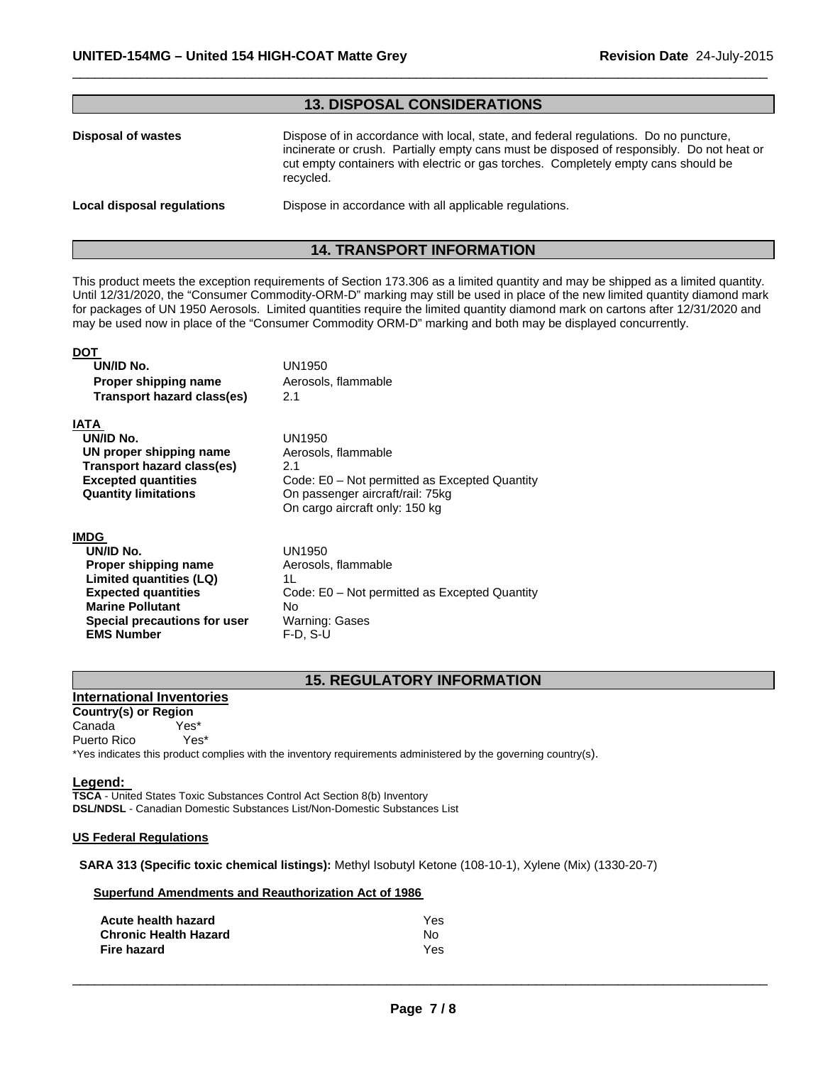## 13. DISPOSAL CONSIDERATIONS

| | |
|---|---|
| **Disposal of wastes** | Dispose of in accordance with local, state, and federal regulations. Do no puncture, incinerate or crush. Partially empty cans must be disposed of responsibly. Do not heat or cut empty containers with electric or gas torches. Completely empty cans should be recycled. |
| **Local disposal regulations** | Dispose in accordance with all applicable regulations. |

## 14. TRANSPORT INFORMATION

This product meets the exception requirements of Section 173.306 as a limited quantity and may be shipped as a limited quantity. Until 12/31/2020, the "Consumer Commodity-ORM-D" marking may still be used in place of the new limited quantity diamond mark for packages of UN 1950 Aerosols. Limited quantities require the limited quantity diamond mark on cartons after 12/31/2020 and may be used now in place of the "Consumer Commodity ORM-D" marking and both may be displayed concurrently.

**DOT**

| | |
|---|---|
| **UN/ID No.** | UN1950 |
| **Proper shipping name** | Aerosols, flammable |
| **Transport hazard class(es)** | 2.1 |

**IATA**

| | |
|---|---|
| **UN/ID No.** | UN1950 |
| **UN proper shipping name** | Aerosols, flammable |
| **Transport hazard class(es)** | 2.1 |
| **Excepted quantities** | Code: E0 – Not permitted as Excepted Quantity |
| **Quantity limitations** | On passenger aircraft/rail: 75kg<br>On cargo aircraft only: 150 kg |

**IMDG**

| | |
|---|---|
| **UN/ID No.** | UN1950 |
| **Proper shipping name** | Aerosols, flammable |
| **Limited quantities (LQ)** | 1L |
| **Expected quantities** | Code: E0 – Not permitted as Excepted Quantity |
| **Marine Pollutant** | No |
| **Special precautions for user** | Warning: Gases |
| **EMS Number** | F-D, S-U |

## 15. REGULATORY INFORMATION

### International Inventories

| **Country(s) or Region** | |
|---|---|
| Canada | Yes* |
| Puerto Rico | Yes* |

*Yes indicates this product complies with the inventory requirements administered by the governing country(s).

### Legend:

**TSCA** - United States Toxic Substances Control Act Section 8(b) Inventory
**DSL/NDSL** - Canadian Domestic Substances List/Non-Domestic Substances List

**US Federal Regulations**

**SARA 313 (Specific toxic chemical listings):** Methyl Isobutyl Ketone (108-10-1), Xylene (Mix) (1330-20-7)

**Superfund Amendments and Reauthorization Act of 1986**

| | |
|---|---|
| **Acute health hazard** | Yes |
| **Chronic Health Hazard** | No |
| **Fire hazard** | Yes |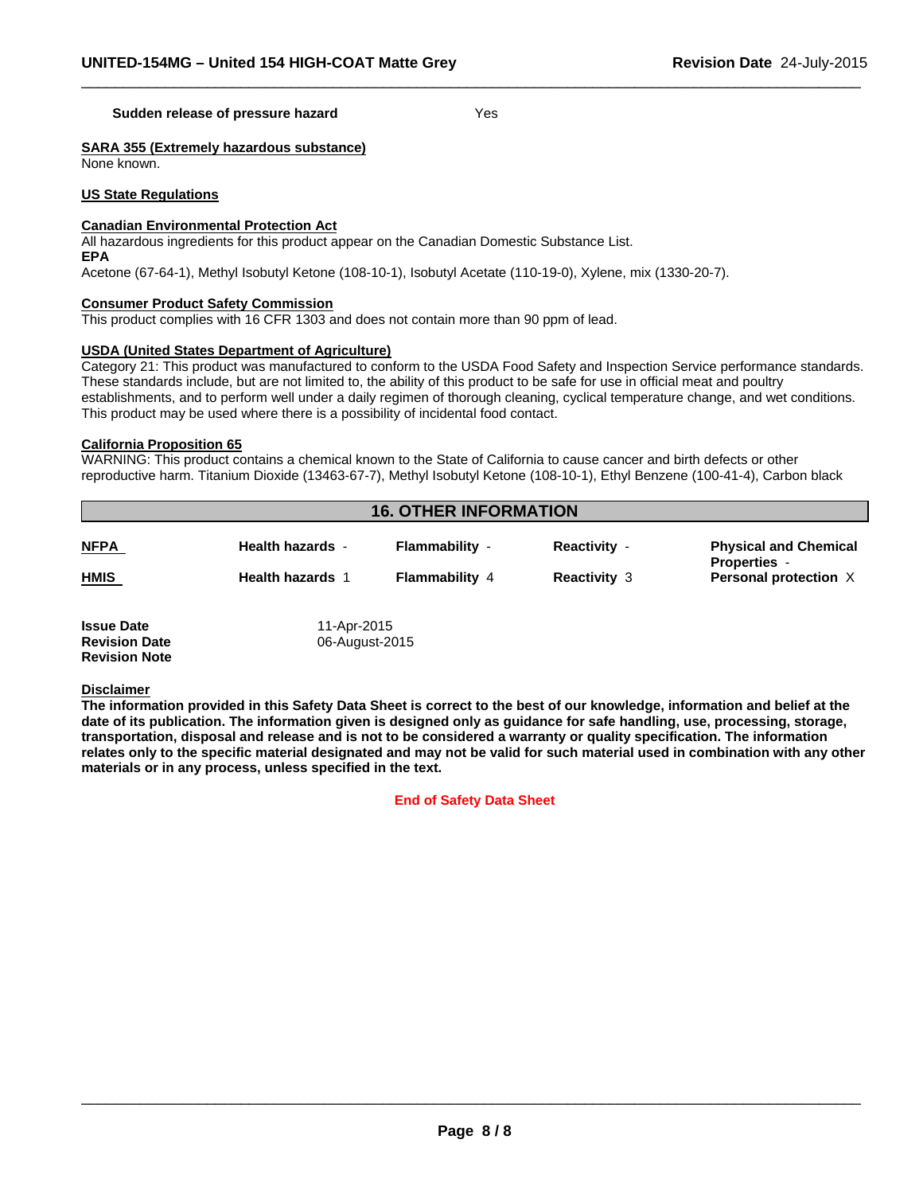**Sudden release of pressure hazard** Yes

**SARA 355 (Extremely hazardous substance)**
None known.

**US State Regulations**

**Canadian Environmental Protection Act**
All hazardous ingredients for this product appear on the Canadian Domestic Substance List.
**EPA**
Acetone (67-64-1), Methyl Isobutyl Ketone (108-10-1), Isobutyl Acetate (110-19-0), Xylene, mix (1330-20-7).

**Consumer Product Safety Commission**
This product complies with 16 CFR 1303 and does not contain more than 90 ppm of lead.

**USDA (United States Department of Agriculture)**
Category 21: This product was manufactured to conform to the USDA Food Safety and Inspection Service performance standards. These standards include, but are not limited to, the ability of this product to be safe for use in official meat and poultry establishments, and to perform well under a daily regimen of thorough cleaning, cyclical temperature change, and wet conditions. This product may be used where there is a possibility of incidental food contact.

**California Proposition 65**
WARNING: This product contains a chemical known to the State of California to cause cancer and birth defects or other reproductive harm. Titanium Dioxide (13463-67-7), Methyl Isobutyl Ketone (108-10-1), Ethyl Benzene (100-41-4), Carbon black

## 16. OTHER INFORMATION

| | | | | |
|---|---|---|---|---|
| **NFPA** | **Health hazards** - | **Flammability** - | **Reactivity** - | **Physical and Chemical Properties** - |
| **HMIS** | **Health hazards** 1 | **Flammability** 4 | **Reactivity** 3 | **Personal protection** X |

**Issue Date** 11-Apr-2015
**Revision Date** 06-August-2015
**Revision Note**

**Disclaimer**
**The information provided in this Safety Data Sheet is correct to the best of our knowledge, information and belief at the date of its publication. The information given is designed only as guidance for safe handling, use, processing, storage, transportation, disposal and release and is not to be considered a warranty or quality specification. The information relates only to the specific material designated and may not be valid for such material used in combination with any other materials or in any process, unless specified in the text.**

**End of Safety Data Sheet**